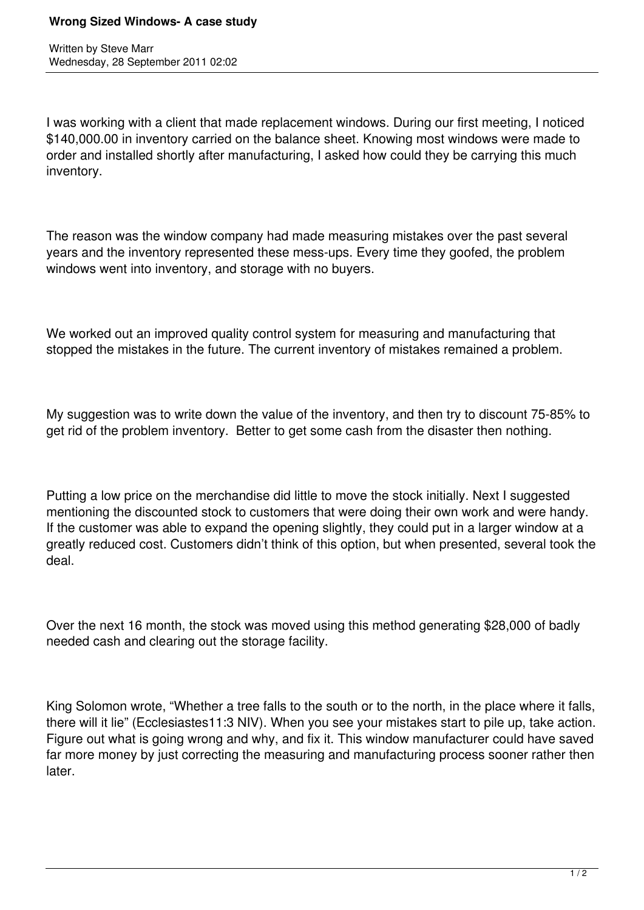# Wrong Sized Windows- A case study

Written by Steve Marr
Wednesday, 28 September 2011 02:02

I was working with a client that made replacement windows. During our first meeting, I noticed $140,000.00 in inventory carried on the balance sheet. Knowing most windows were made to order and installed shortly after manufacturing, I asked how could they be carrying this much inventory.

The reason was the window company had made measuring mistakes over the past several years and the inventory represented these mess-ups. Every time they goofed, the problem windows went into inventory, and storage with no buyers.

We worked out an improved quality control system for measuring and manufacturing that stopped the mistakes in the future. The current inventory of mistakes remained a problem.

My suggestion was to write down the value of the inventory, and then try to discount 75-85% to get rid of the problem inventory. Better to get some cash from the disaster then nothing.

Putting a low price on the merchandise did little to move the stock initially. Next I suggested mentioning the discounted stock to customers that were doing their own work and were handy. If the customer was able to expand the opening slightly, they could put in a larger window at a greatly reduced cost. Customers didn't think of this option, but when presented, several took the deal.

Over the next 16 month, the stock was moved using this method generating $28,000 of badly needed cash and clearing out the storage facility.

King Solomon wrote, "Whether a tree falls to the south or to the north, in the place where it falls, there will it lie" (Ecclesiastes11:3 NIV). When you see your mistakes start to pile up, take action. Figure out what is going wrong and why, and fix it. This window manufacturer could have saved far more money by just correcting the measuring and manufacturing process sooner rather then later.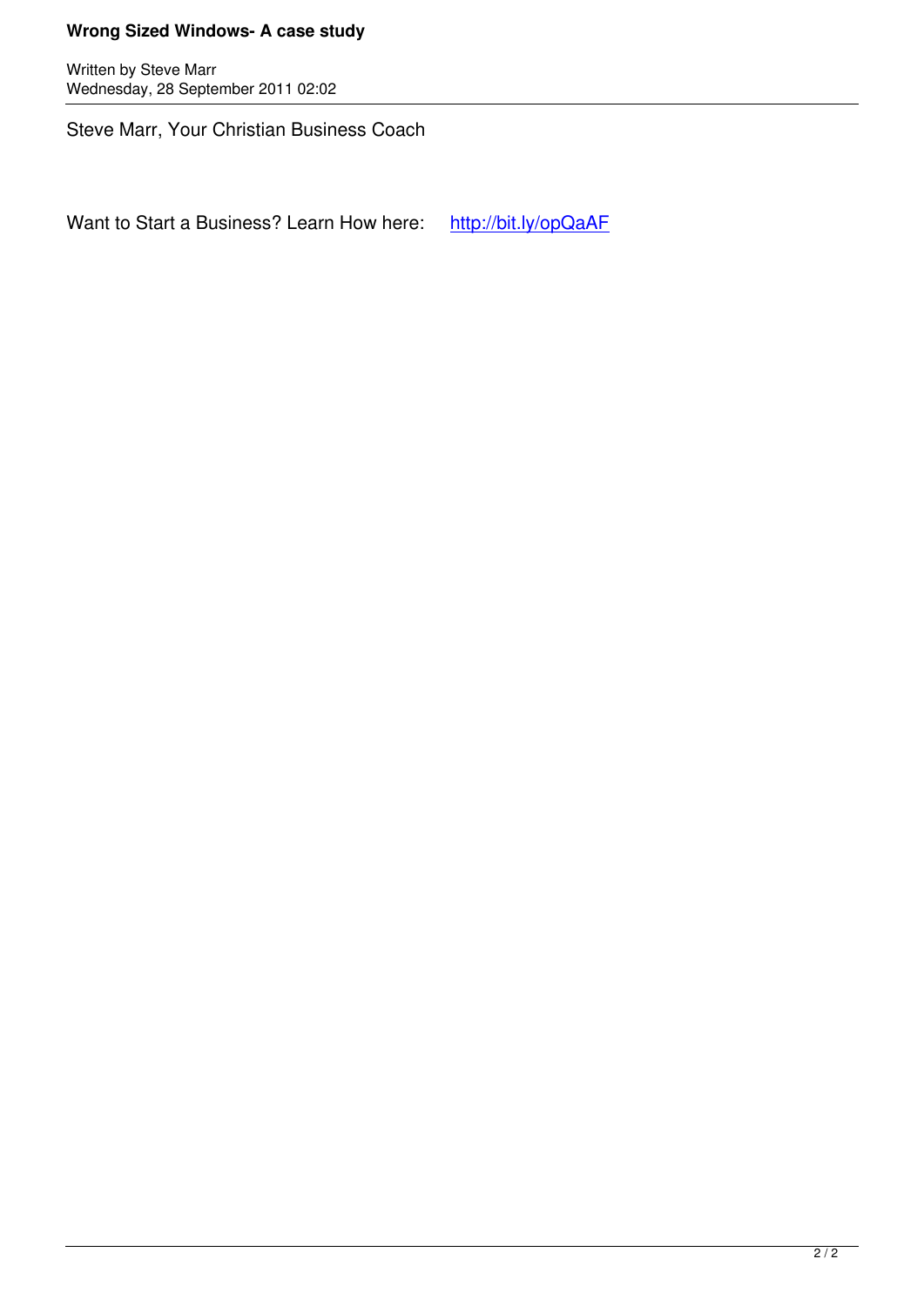Steve Marr, Your Christian Business Coach

Want to Start a Business? Learn How here: [http://bit.ly/opQaAF](http://bit.ly/opQaAF)